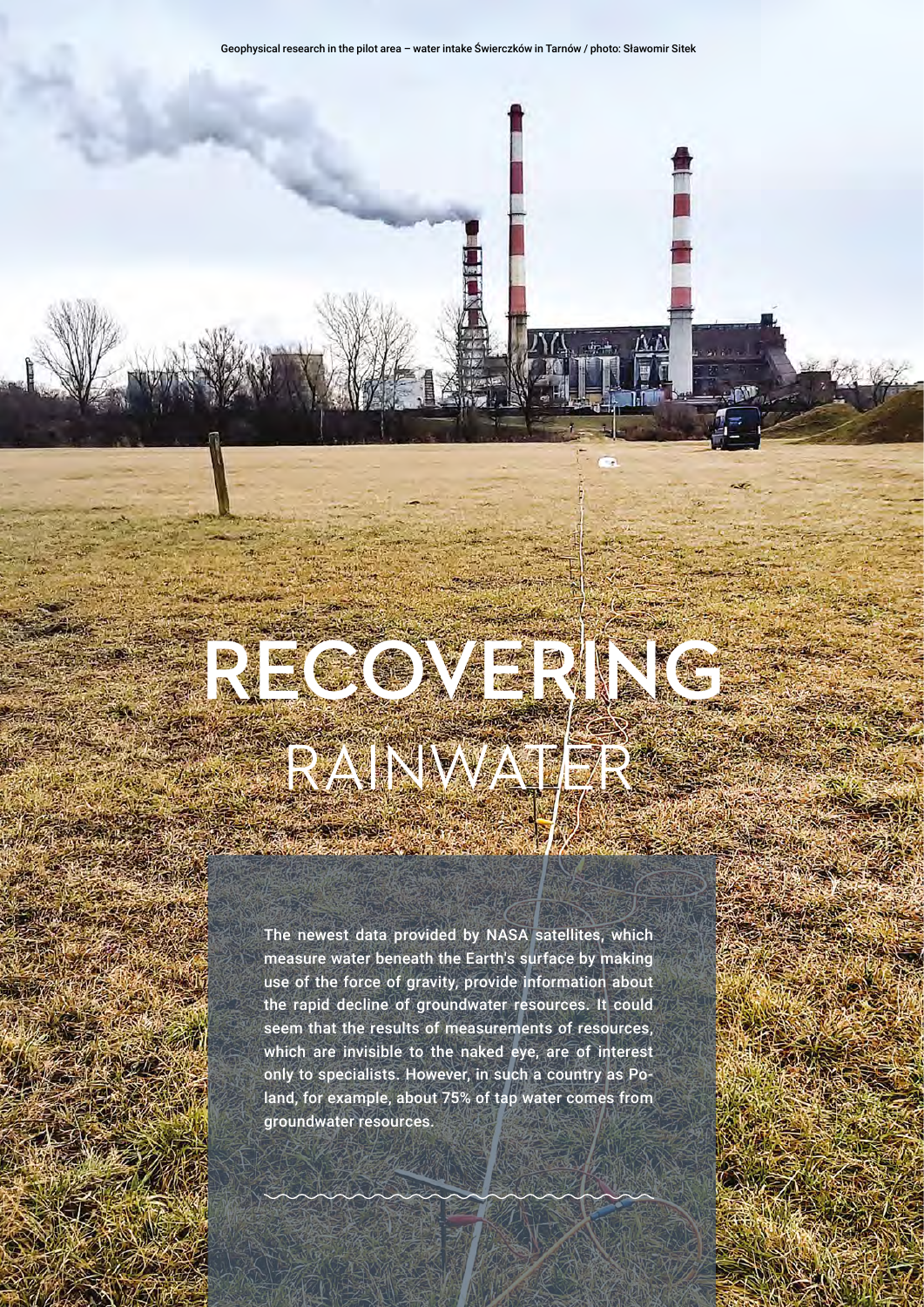Geophysical research in the pilot area – water intake Świerczków in Tarnów / photo: Sławomir Sitek

# RECOVERING RAINWATER

**The newest data provided by NASA satellites, which measure water beneath the Earth's surface by making use of the force of gravity, provide information about the rapid decline of groundwater resources. It could seem that the results of measurements of resources, which are invisible to the naked eye, are of interest only to specialists. However, in such a country as Poland, for example, about 75% of tap water comes from groundwater resources.**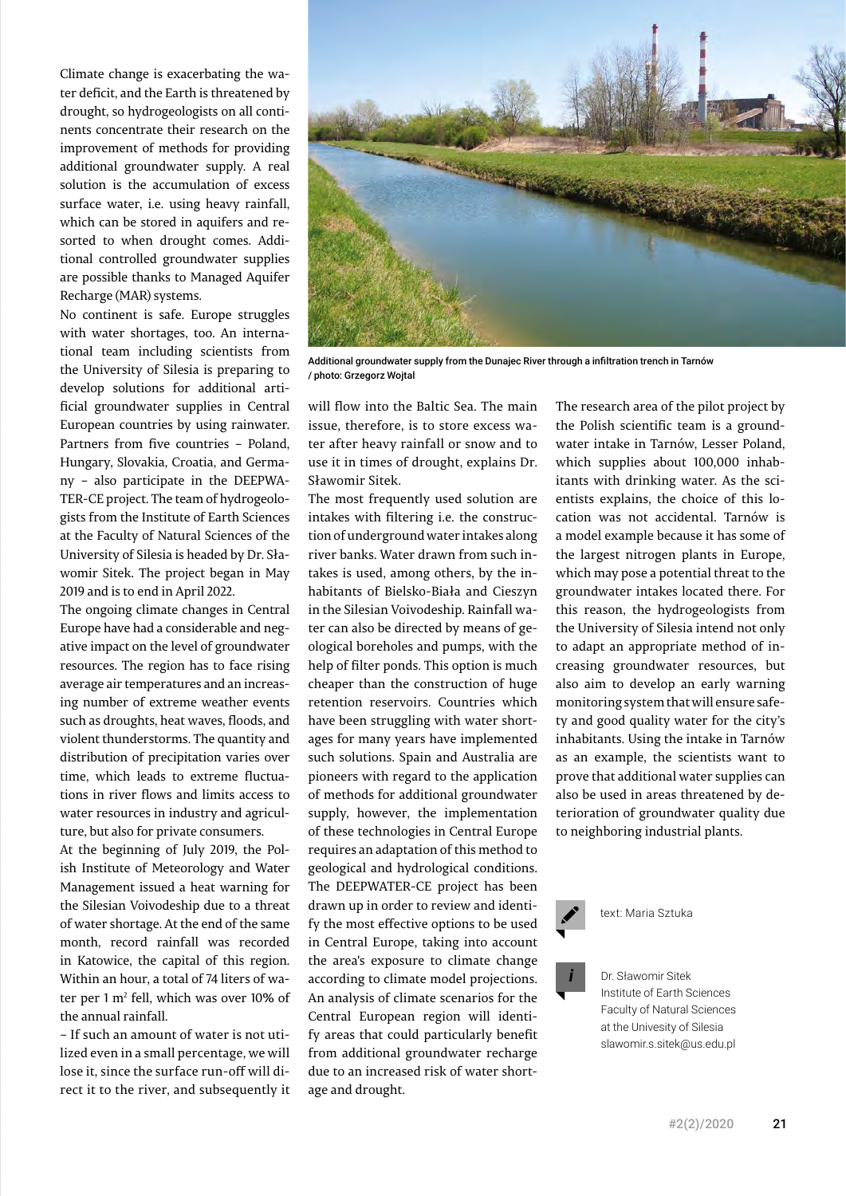Climate change is exacerbating the water deficit, and the Earth is threatened by drought, so hydrogeologists on all continents concentrate their research on the improvement of methods for providing additional groundwater supply. A real solution is the accumulation of excess surface water, i.e. using heavy rainfall, which can be stored in aquifers and resorted to when drought comes. Additional controlled groundwater supplies are possible thanks to Managed Aquifer Recharge (MAR) systems.

No continent is safe. Europe struggles with water shortages, too. An international team including scientists from the University of Silesia is preparing to develop solutions for additional artificial groundwater supplies in Central European countries by using rainwater. Partners from five countries – Poland, Hungary, Slovakia, Croatia, and Germany – also participate in the DEEPWATER-CE project. The team of hydrogeologists from the Institute of Earth Sciences at the Faculty of Natural Sciences of the University of Silesia is headed by Dr. Sławomir Sitek. The project began in May 2019 and is to end in April 2022.

The ongoing climate changes in Central Europe have had a considerable and negative impact on the level of groundwater resources. The region has to face rising average air temperatures and an increasing number of extreme weather events such as droughts, heat waves, floods, and violent thunderstorms. The quantity and distribution of precipitation varies over time, which leads to extreme fluctuations in river flows and limits access to water resources in industry and agriculture, but also for private consumers.

At the beginning of July 2019, the Polish Institute of Meteorology and Water Management issued a heat warning for the Silesian Voivodeship due to a threat of water shortage. At the end of the same month, record rainfall was recorded in Katowice, the capital of this region. Within an hour, a total of 74 liters of water per 1 m$^2$ fell, which was over 10% of the annual rainfall.

– If such an amount of water is not utilized even in a small percentage, we will lose it, since the surface run-off will direct it to the river, and subsequently it will flow into the Baltic Sea. The main issue, therefore, is to store excess water after heavy rainfall or snow and to use it in times of drought, explains Dr. Sławomir Sitek.

Additional groundwater supply from the Dunajec River through a infiltration trench in Tarnów / photo: Grzegorz Wojtal

The most frequently used solution are intakes with filtering i.e. the construction of underground water intakes along river banks. Water drawn from such intakes is used, among others, by the inhabitants of Bielsko-Biała and Cieszyn in the Silesian Voivodeship. Rainfall water can also be directed by means of geological boreholes and pumps, with the help of filter ponds. This option is much cheaper than the construction of huge retention reservoirs. Countries which have been struggling with water shortages for many years have implemented such solutions. Spain and Australia are pioneers with regard to the application of methods for additional groundwater supply, however, the implementation of these technologies in Central Europe requires an adaptation of this method to geological and hydrological conditions. The DEEPWATER-CE project has been drawn up in order to review and identify the most effective options to be used in Central Europe, taking into account the area's exposure to climate change according to climate model projections. An analysis of climate scenarios for the Central European region will identify areas that could particularly benefit from additional groundwater recharge due to an increased risk of water shortage and drought.

The research area of the pilot project by the Polish scientific team is a groundwater intake in Tarnów, Lesser Poland, which supplies about 100,000 inhabitants with drinking water. As the scientists explains, the choice of this location was not accidental. Tarnów is a model example because it has some of the largest nitrogen plants in Europe, which may pose a potential threat to the groundwater intakes located there. For this reason, the hydrogeologists from the University of Silesia intend not only to adapt an appropriate method of increasing groundwater resources, but also aim to develop an early warning monitoring system that will ensure safety and good quality water for the city's inhabitants. Using the intake in Tarnów as an example, the scientists want to prove that additional water supplies can also be used in areas threatened by deterioration of groundwater quality due to neighboring industrial plants.

text: Maria Sztuka

Dr. Sławomir Sitek
Institute of Earth Sciences
Faculty of Natural Sciences
at the Univesity of Silesia
slawomir.s.sitek@us.edu.pl